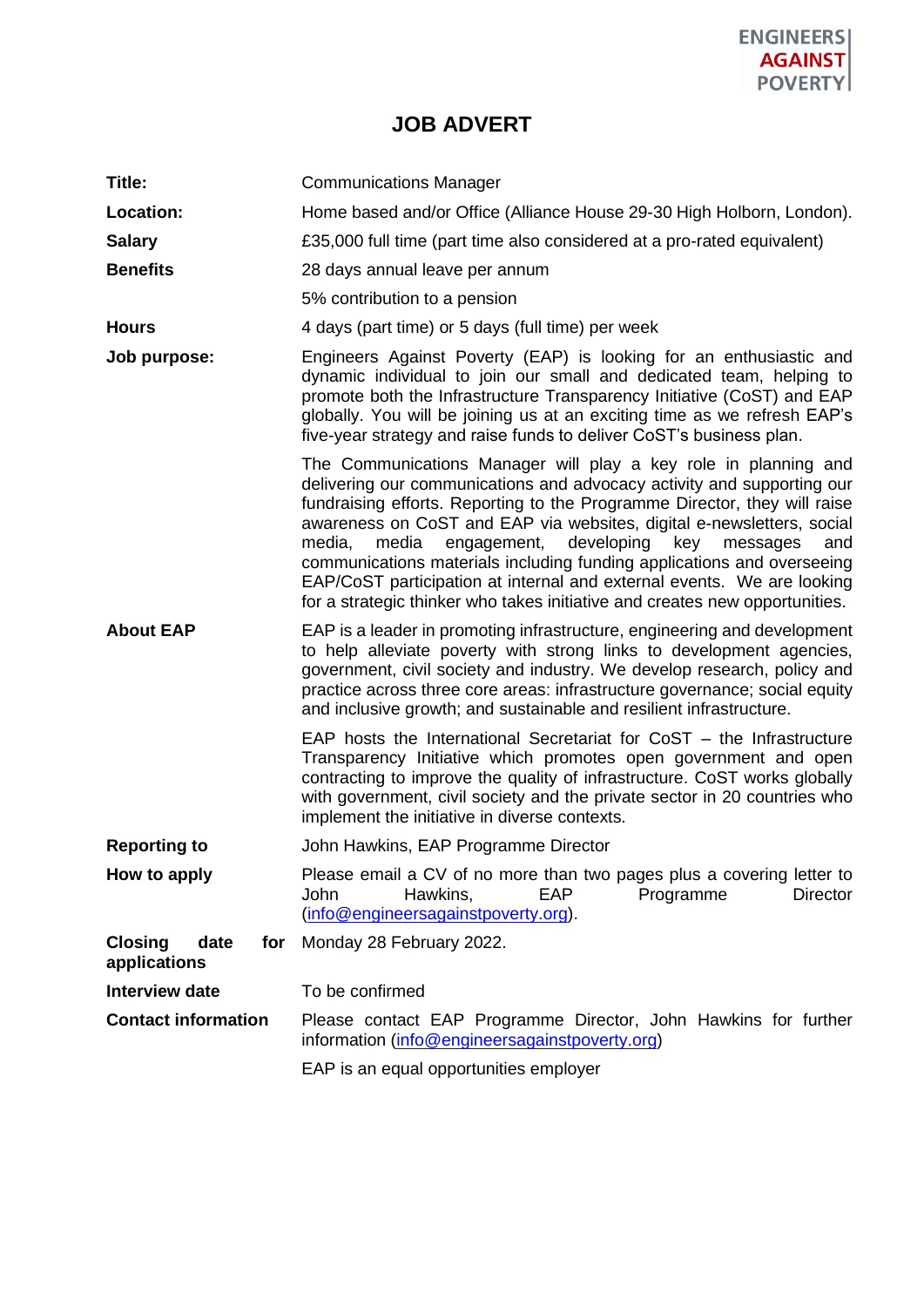ENGINEERS AGAINST POVERTY

# JOB ADVERT

| | |
|---|---|
| **Title:** | Communications Manager |
| **Location:** | Home based and/or Office (Alliance House 29-30 High Holborn, London). |
| **Salary** | £35,000 full time (part time also considered at a pro-rated equivalent) |
| **Benefits** | 28 days annual leave per annum<br><br>5% contribution to a pension |
| **Hours** | 4 days (part time) or 5 days (full time) per week |
| **Job purpose:** | Engineers Against Poverty (EAP) is looking for an enthusiastic and dynamic individual to join our small and dedicated team, helping to promote both the Infrastructure Transparency Initiative (CoST) and EAP globally. You will be joining us at an exciting time as we refresh EAP's five-year strategy and raise funds to deliver CoST's business plan.<br><br>The Communications Manager will play a key role in planning and delivering our communications and advocacy activity and supporting our fundraising efforts. Reporting to the Programme Director, they will raise awareness on CoST and EAP via websites, digital e-newsletters, social media, media engagement, developing key messages and communications materials including funding applications and overseeing EAP/CoST participation at internal and external events. We are looking for a strategic thinker who takes initiative and creates new opportunities. |
| **About EAP** | EAP is a leader in promoting infrastructure, engineering and development to help alleviate poverty with strong links to development agencies, government, civil society and industry. We develop research, policy and practice across three core areas: infrastructure governance; social equity and inclusive growth; and sustainable and resilient infrastructure.<br><br>EAP hosts the International Secretariat for CoST – the Infrastructure Transparency Initiative which promotes open government and open contracting to improve the quality of infrastructure. CoST works globally with government, civil society and the private sector in 20 countries who implement the initiative in diverse contexts. |
| **Reporting to** | John Hawkins, EAP Programme Director |
| **How to apply** | Please email a CV of no more than two pages plus a covering letter to John Hawkins, EAP Programme Director (info@engineersagainstpoverty.org). |
| **Closing date for applications** | Monday 28 February 2022. |
| **Interview date** | To be confirmed |
| **Contact information** | Please contact EAP Programme Director, John Hawkins for further information (info@engineersagainstpoverty.org)<br><br>EAP is an equal opportunities employer |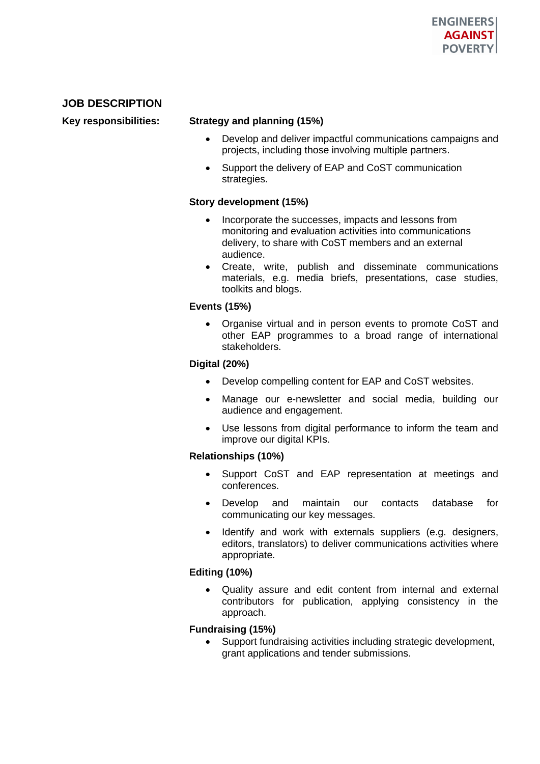## JOB DESCRIPTION

**Key responsibilities:**

**Strategy and planning (15%)**

- Develop and deliver impactful communications campaigns and projects, including those involving multiple partners.
- Support the delivery of EAP and CoST communication strategies.

**Story development (15%)**

- Incorporate the successes, impacts and lessons from monitoring and evaluation activities into communications delivery, to share with CoST members and an external audience.
- Create, write, publish and disseminate communications materials, e.g. media briefs, presentations, case studies, toolkits and blogs.

**Events (15%)**

- Organise virtual and in person events to promote CoST and other EAP programmes to a broad range of international stakeholders.

**Digital (20%)**

- Develop compelling content for EAP and CoST websites.
- Manage our e-newsletter and social media, building our audience and engagement.
- Use lessons from digital performance to inform the team and improve our digital KPIs.

**Relationships (10%)**

- Support CoST and EAP representation at meetings and conferences.
- Develop and maintain our contacts database for communicating our key messages.
- Identify and work with externals suppliers (e.g. designers, editors, translators) to deliver communications activities where appropriate.

**Editing (10%)**

- Quality assure and edit content from internal and external contributors for publication, applying consistency in the approach.

**Fundraising (15%)**

- Support fundraising activities including strategic development, grant applications and tender submissions.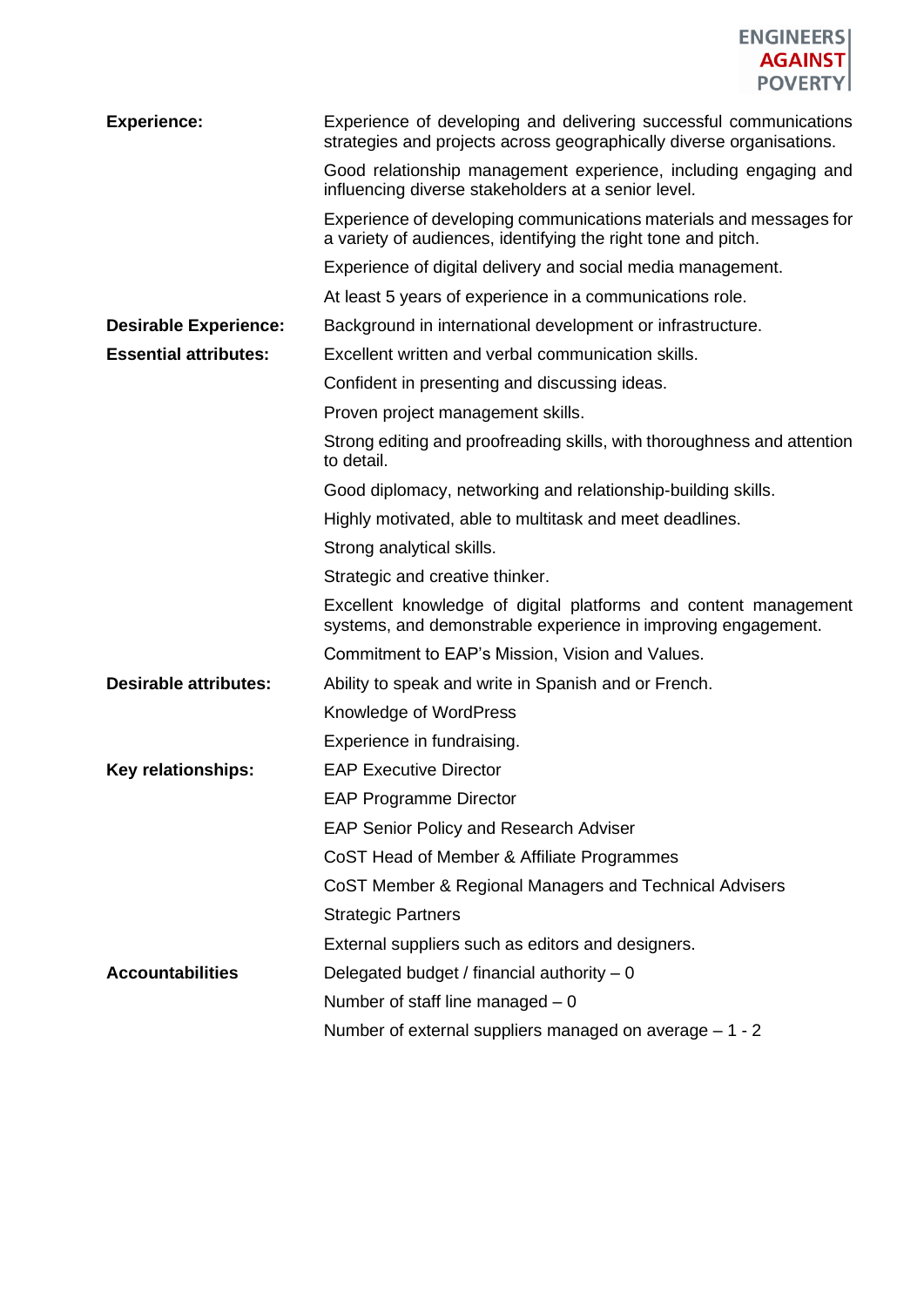| | |
|---|---|
| **Experience:** | Experience of developing and delivering successful communications strategies and projects across geographically diverse organisations. |
| | Good relationship management experience, including engaging and influencing diverse stakeholders at a senior level. |
| | Experience of developing communications materials and messages for a variety of audiences, identifying the right tone and pitch. |
| | Experience of digital delivery and social media management. |
| | At least 5 years of experience in a communications role. |
| **Desirable Experience:** | Background in international development or infrastructure. |
| **Essential attributes:** | Excellent written and verbal communication skills. |
| | Confident in presenting and discussing ideas. |
| | Proven project management skills. |
| | Strong editing and proofreading skills, with thoroughness and attention to detail. |
| | Good diplomacy, networking and relationship-building skills. |
| | Highly motivated, able to multitask and meet deadlines. |
| | Strong analytical skills. |
| | Strategic and creative thinker. |
| | Excellent knowledge of digital platforms and content management systems, and demonstrable experience in improving engagement. |
| | Commitment to EAP's Mission, Vision and Values. |
| **Desirable attributes:** | Ability to speak and write in Spanish and or French. |
| | Knowledge of WordPress |
| | Experience in fundraising. |
| **Key relationships:** | EAP Executive Director |
| | EAP Programme Director |
| | EAP Senior Policy and Research Adviser |
| | CoST Head of Member & Affiliate Programmes |
| | CoST Member & Regional Managers and Technical Advisers |
| | Strategic Partners |
| | External suppliers such as editors and designers. |
| **Accountabilities** | Delegated budget / financial authority – 0 |
| | Number of staff line managed – 0 |
| | Number of external suppliers managed on average – 1 - 2 |